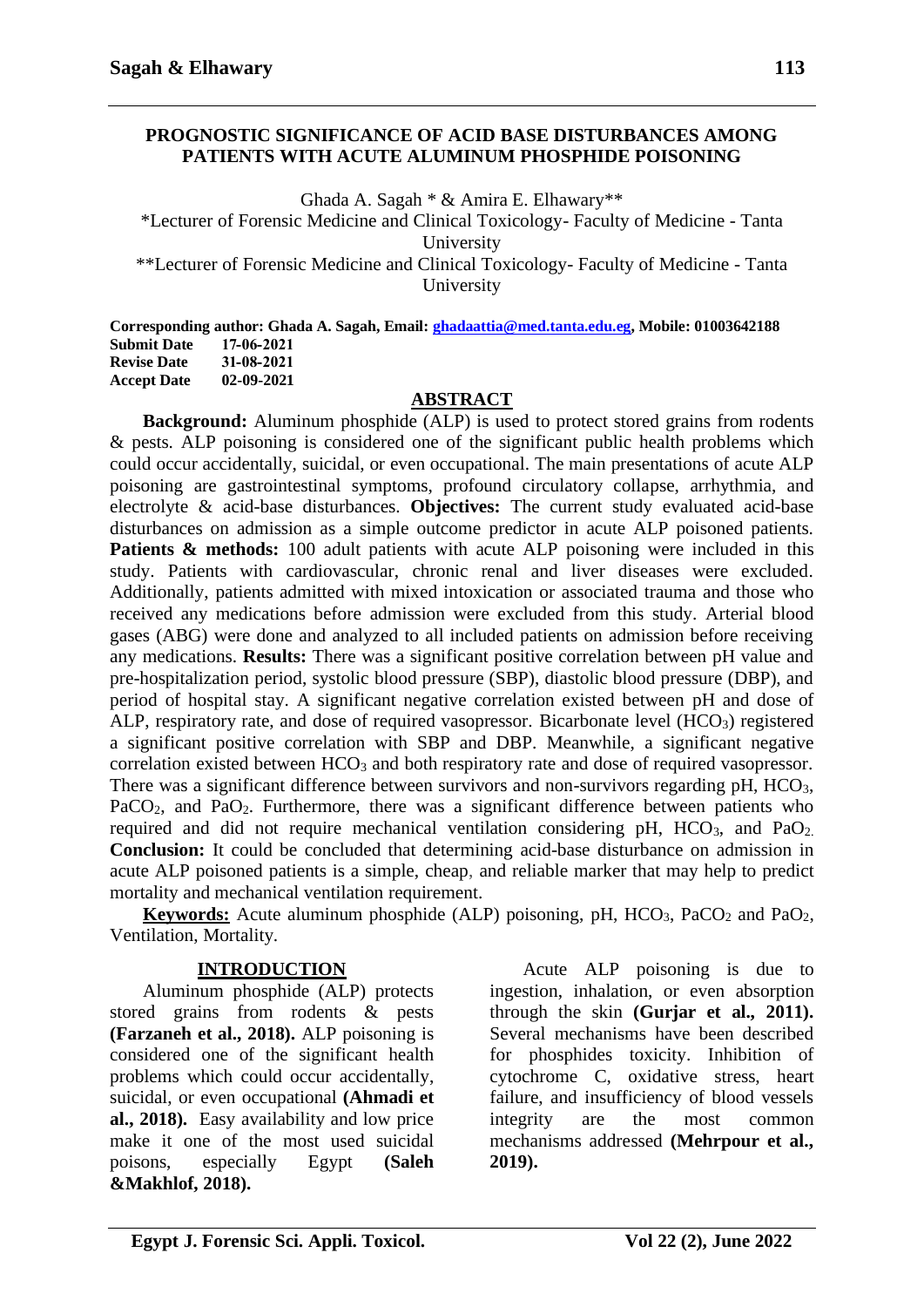# PROGNOSTIC SIGNIFICANCE OF ACID BASE DISTURBANCES AMONG PATIENTS WITH ACUTE ALUMINUM PHOSPHIDE POISONING

Ghada A. Sagah * & Amira E. Elhawary**

*Lecturer of Forensic Medicine and Clinical Toxicology- Faculty of Medicine - Tanta University

**Lecturer of Forensic Medicine and Clinical Toxicology- Faculty of Medicine - Tanta University

**Corresponding author: Ghada A. Sagah, Email: ghadaattia@med.tanta.edu.eg, Mobile: 01003642188**

**Submit Date** 17-06-2021
**Revise Date** 31-08-2021
**Accept Date** 02-09-2021

## ABSTRACT

**Background:** Aluminum phosphide (ALP) is used to protect stored grains from rodents & pests. ALP poisoning is considered one of the significant public health problems which could occur accidentally, suicidal, or even occupational. The main presentations of acute ALP poisoning are gastrointestinal symptoms, profound circulatory collapse, arrhythmia, and electrolyte & acid-base disturbances. **Objectives:** The current study evaluated acid-base disturbances on admission as a simple outcome predictor in acute ALP poisoned patients. **Patients & methods:** 100 adult patients with acute ALP poisoning were included in this study. Patients with cardiovascular, chronic renal and liver diseases were excluded. Additionally, patients admitted with mixed intoxication or associated trauma and those who received any medications before admission were excluded from this study. Arterial blood gases (ABG) were done and analyzed to all included patients on admission before receiving any medications. **Results:** There was a significant positive correlation between pH value and pre-hospitalization period, systolic blood pressure (SBP), diastolic blood pressure (DBP), and period of hospital stay. A significant negative correlation existed between pH and dose of ALP, respiratory rate, and dose of required vasopressor. Bicarbonate level ($HCO_3$) registered a significant positive correlation with SBP and DBP. Meanwhile, a significant negative correlation existed between $HCO_3$ and both respiratory rate and dose of required vasopressor. There was a significant difference between survivors and non-survivors regarding pH, $HCO_3$, $PaCO_2$, and $PaO_2$. Furthermore, there was a significant difference between patients who required and did not require mechanical ventilation considering pH, $HCO_3$, and $PaO_2$. **Conclusion:** It could be concluded that determining acid-base disturbance on admission in acute ALP poisoned patients is a simple, cheap, and reliable marker that may help to predict mortality and mechanical ventilation requirement.

**Keywords:** Acute aluminum phosphide (ALP) poisoning, pH, $HCO_3$, $PaCO_2$ and $PaO_2$, Ventilation, Mortality.

## INTRODUCTION

Aluminum phosphide (ALP) protects stored grains from rodents & pests **(Farzaneh et al., 2018).** ALP poisoning is considered one of the significant health problems which could occur accidentally, suicidal, or even occupational **(Ahmadi et al., 2018).** Easy availability and low price make it one of the most used suicidal poisons, especially Egypt **(Saleh &Makhlof, 2018).**

Acute ALP poisoning is due to ingestion, inhalation, or even absorption through the skin **(Gurjar et al., 2011).** Several mechanisms have been described for phosphides toxicity. Inhibition of cytochrome C, oxidative stress, heart failure, and insufficiency of blood vessels integrity are the most common mechanisms addressed **(Mehrpour et al., 2019).**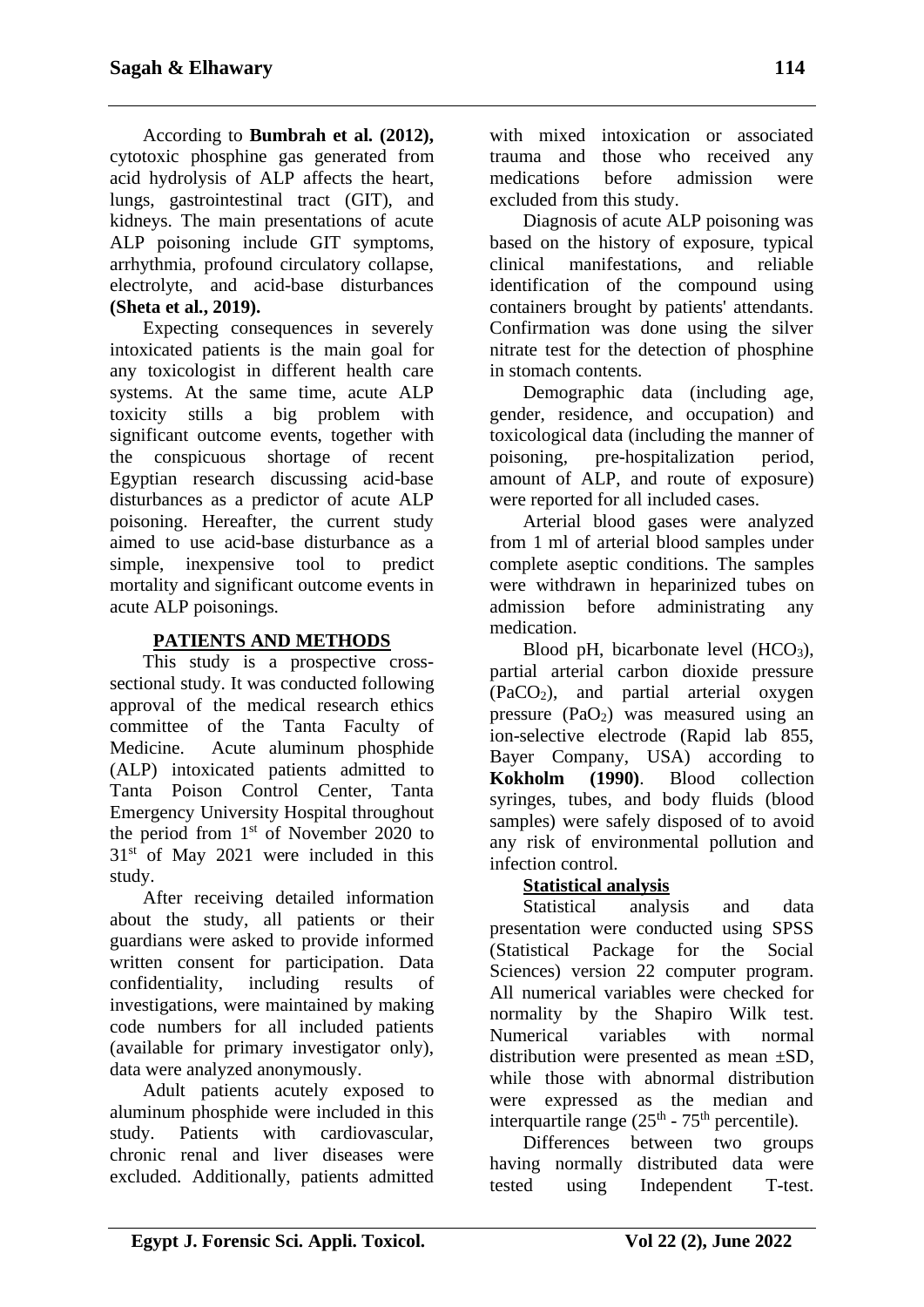According to **Bumbrah et al. (2012),** cytotoxic phosphine gas generated from acid hydrolysis of ALP affects the heart, lungs, gastrointestinal tract (GIT), and kidneys. The main presentations of acute ALP poisoning include GIT symptoms, arrhythmia, profound circulatory collapse, electrolyte, and acid-base disturbances **(Sheta et al., 2019).**

Expecting consequences in severely intoxicated patients is the main goal for any toxicologist in different health care systems. At the same time, acute ALP toxicity stills a big problem with significant outcome events, together with the conspicuous shortage of recent Egyptian research discussing acid-base disturbances as a predictor of acute ALP poisoning. Hereafter, the current study aimed to use acid-base disturbance as a simple, inexpensive tool to predict mortality and significant outcome events in acute ALP poisonings.

## PATIENTS AND METHODS

This study is a prospective cross-sectional study. It was conducted following approval of the medical research ethics committee of the Tanta Faculty of Medicine. Acute aluminum phosphide (ALP) intoxicated patients admitted to Tanta Poison Control Center, Tanta Emergency University Hospital throughout the period from 1st of November 2020 to 31st of May 2021 were included in this study.

After receiving detailed information about the study, all patients or their guardians were asked to provide informed written consent for participation. Data confidentiality, including results of investigations, were maintained by making code numbers for all included patients (available for primary investigator only), data were analyzed anonymously.

Adult patients acutely exposed to aluminum phosphide were included in this study. Patients with cardiovascular, chronic renal and liver diseases were excluded. Additionally, patients admitted with mixed intoxication or associated trauma and those who received any medications before admission were excluded from this study.

Diagnosis of acute ALP poisoning was based on the history of exposure, typical clinical manifestations, and reliable identification of the compound using containers brought by patients' attendants. Confirmation was done using the silver nitrate test for the detection of phosphine in stomach contents.

Demographic data (including age, gender, residence, and occupation) and toxicological data (including the manner of poisoning, pre-hospitalization period, amount of ALP, and route of exposure) were reported for all included cases.

Arterial blood gases were analyzed from 1 ml of arterial blood samples under complete aseptic conditions. The samples were withdrawn in heparinized tubes on admission before administrating any medication.

Blood pH, bicarbonate level ($HCO_3$), partial arterial carbon dioxide pressure ($PaCO_2$), and partial arterial oxygen pressure ($PaO_2$) was measured using an ion-selective electrode (Rapid lab 855, Bayer Company, USA) according to **Kokholm (1990)**. Blood collection syringes, tubes, and body fluids (blood samples) were safely disposed of to avoid any risk of environmental pollution and infection control.

### Statistical analysis

Statistical analysis and data presentation were conducted using SPSS (Statistical Package for the Social Sciences) version 22 computer program. All numerical variables were checked for normality by the Shapiro Wilk test. Numerical variables with normal distribution were presented as mean ±SD, while those with abnormal distribution were expressed as the median and interquartile range ($25^{th}$ - $75^{th}$ percentile).

Differences between two groups having normally distributed data were tested using Independent T-test.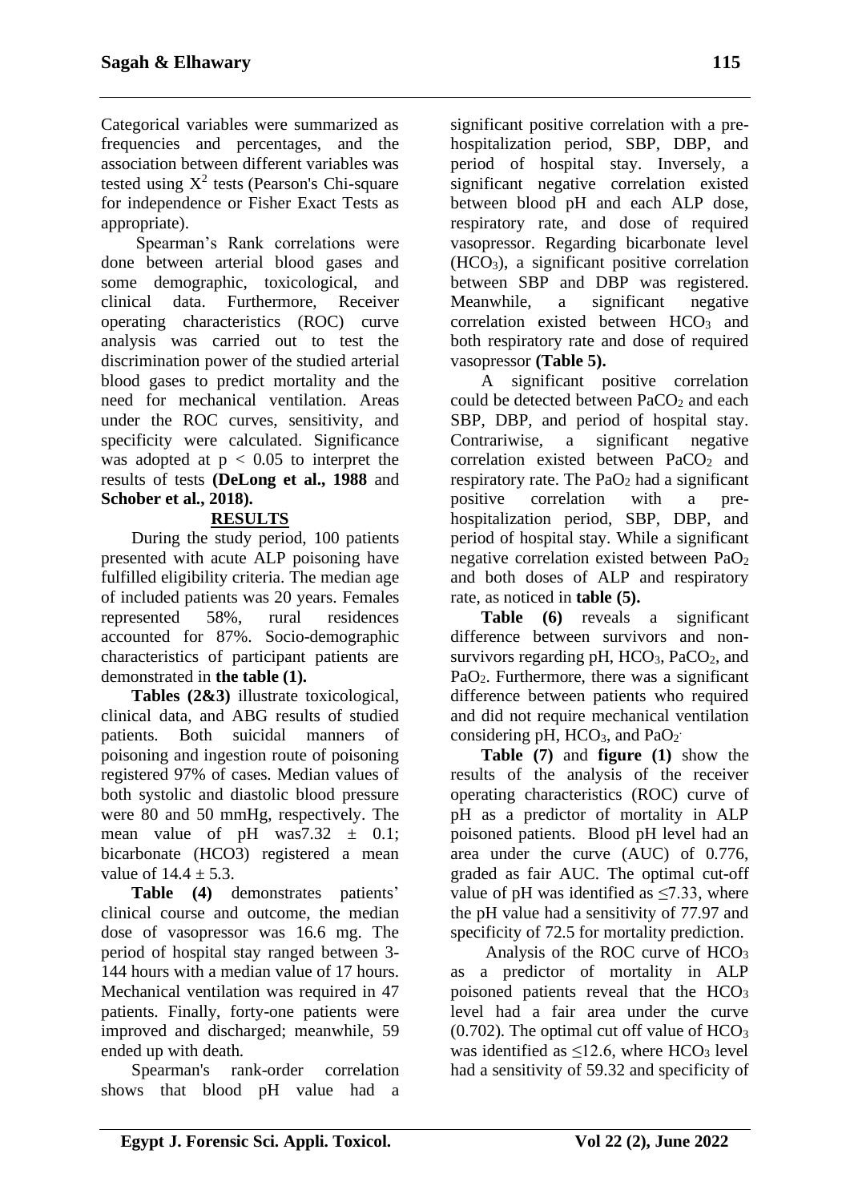Categorical variables were summarized as frequencies and percentages, and the association between different variables was tested using $X^2$ tests (Pearson's Chi-square for independence or Fisher Exact Tests as appropriate).

Spearman's Rank correlations were done between arterial blood gases and some demographic, toxicological, and clinical data. Furthermore, Receiver operating characteristics (ROC) curve analysis was carried out to test the discrimination power of the studied arterial blood gases to predict mortality and the need for mechanical ventilation. Areas under the ROC curves, sensitivity, and specificity were calculated. Significance was adopted at $p < 0.05$ to interpret the results of tests **(DeLong et al., 1988** and **Schober et al., 2018).**

## RESULTS

During the study period, 100 patients presented with acute ALP poisoning have fulfilled eligibility criteria. The median age of included patients was 20 years. Females represented 58%, rural residences accounted for 87%. Socio-demographic characteristics of participant patients are demonstrated in **the table (1).**

**Tables (2&3)** illustrate toxicological, clinical data, and ABG results of studied patients. Both suicidal manners of poisoning and ingestion route of poisoning registered 97% of cases. Median values of both systolic and diastolic blood pressure were 80 and 50 mmHg, respectively. The mean value of pH was7.32 ± 0.1; bicarbonate (HCO3) registered a mean value of 14.4 ± 5.3.

**Table (4)** demonstrates patients' clinical course and outcome, the median dose of vasopressor was 16.6 mg. The period of hospital stay ranged between 3-144 hours with a median value of 17 hours. Mechanical ventilation was required in 47 patients. Finally, forty-one patients were improved and discharged; meanwhile, 59 ended up with death.

Spearman's rank-order correlation shows that blood pH value had a significant positive correlation with a pre-hospitalization period, SBP, DBP, and period of hospital stay. Inversely, a significant negative correlation existed between blood pH and each ALP dose, respiratory rate, and dose of required vasopressor. Regarding bicarbonate level ($HCO_3$), a significant positive correlation between SBP and DBP was registered. Meanwhile, a significant negative correlation existed between $HCO_3$ and both respiratory rate and dose of required vasopressor **(Table 5).**

A significant positive correlation could be detected between $PaCO_2$ and each SBP, DBP, and period of hospital stay. Contrariwise, a significant negative correlation existed between $PaCO_2$ and respiratory rate. The $PaO_2$ had a significant positive correlation with a pre-hospitalization period, SBP, DBP, and period of hospital stay. While a significant negative correlation existed between $PaO_2$ and both doses of ALP and respiratory rate, as noticed in **table (5).**

**Table (6)** reveals a significant difference between survivors and non-survivors regarding pH, $HCO_3$, $PaCO_2$, and $PaO_2$. Furthermore, there was a significant difference between patients who required and did not require mechanical ventilation considering pH, $HCO_3$, and $PaO_2$.

**Table (7)** and **figure (1)** show the results of the analysis of the receiver operating characteristics (ROC) curve of pH as a predictor of mortality in ALP poisoned patients. Blood pH level had an area under the curve (AUC) of 0.776, graded as fair AUC. The optimal cut-off value of pH was identified as ≤7.33, where the pH value had a sensitivity of 77.97 and specificity of 72.5 for mortality prediction.

Analysis of the ROC curve of $HCO_3$ as a predictor of mortality in ALP poisoned patients reveal that the $HCO_3$ level had a fair area under the curve (0.702). The optimal cut off value of $HCO_3$ was identified as ≤12.6, where $HCO_3$ level had a sensitivity of 59.32 and specificity of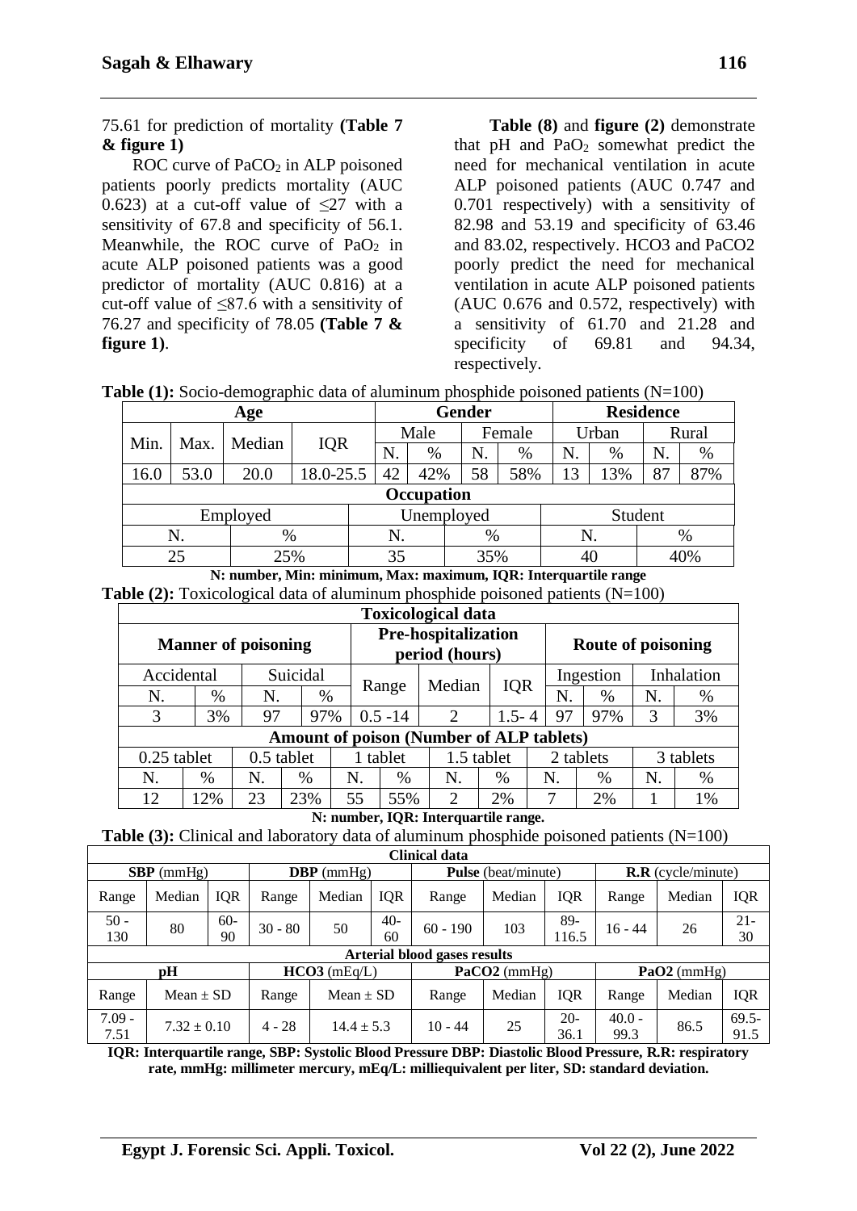75.61 for prediction of mortality **(Table 7 & figure 1)**

ROC curve of $PaCO_2$ in ALP poisoned patients poorly predicts mortality (AUC 0.623) at a cut-off value of ≤27 with a sensitivity of 67.8 and specificity of 56.1. Meanwhile, the ROC curve of $PaO_2$ in acute ALP poisoned patients was a good predictor of mortality (AUC 0.816) at a cut-off value of ≤87.6 with a sensitivity of 76.27 and specificity of 78.05 **(Table 7 & figure 1)**.

**Table (8)** and **figure (2)** demonstrate that pH and $PaO_2$ somewhat predict the need for mechanical ventilation in acute ALP poisoned patients (AUC 0.747 and 0.701 respectively) with a sensitivity of 82.98 and 53.19 and specificity of 63.46 and 83.02, respectively. HCO3 and PaCO2 poorly predict the need for mechanical ventilation in acute ALP poisoned patients (AUC 0.676 and 0.572, respectively) with a sensitivity of 61.70 and 21.28 and specificity of 69.81 and 94.34, respectively.

**Table (1):** Socio-demographic data of aluminum phosphide poisoned patients (N=100)

| Age | | | | Gender | | | | Residence | | | |
|---|---|---|---|---|---|---|---|---|---|---|---|
| Min. | Max. | Median | IQR | Male | | Female | | Urban | | Rural | |
| | | | | N. | % | N. | % | N. | % | N. | % |
| 16.0 | 53.0 | 20.0 | 18.0-25.5 | 42 | 42% | 58 | 58% | 13 | 13% | 87 | 87% |

| Occupation | | | | | |
|---|---|---|---|---|---|
| Employed | | Unemployed | | Student | |
| N. | % | N. | % | N. | % |
| 25 | 25% | 35 | 35% | 40 | 40% |

**N: number, Min: minimum, Max: maximum, IQR: Interquartile range**

**Table (2):** Toxicological data of aluminum phosphide poisoned patients (N=100)

| Manner of poisoning | | | | Pre-hospitalization period (hours) | | | Route of poisoning | | | |
|---|---|---|---|---|---|---|---|---|---|---|
| Accidental | | Suicidal | | Range | Median | IQR | Ingestion | | Inhalation | |
| N. | % | N. | % | | | | N. | % | N. | % |
| 3 | 3% | 97 | 97% | 0.5 -14 | 2 | 1.5- 4 | 97 | 97% | 3 | 3% |

| Amount of poison (Number of ALP tablets) | | | | | | | | | | | |
|---|---|---|---|---|---|---|---|---|---|---|---|
| 0.25 tablet | | 0.5 tablet | | 1 tablet | | 1.5 tablet | | 2 tablets | | 3 tablets | |
| N. | % | N. | % | N. | % | N. | % | N. | % | N. | % |
| 12 | 12% | 23 | 23% | 55 | 55% | 2 | 2% | 7 | 2% | 1 | 1% |

**N: number, IQR: Interquartile range.**

**Table (3):** Clinical and laboratory data of aluminum phosphide poisoned patients (N=100)

| Clinical data | | | | | | | | | | | |
|---|---|---|---|---|---|---|---|---|---|---|---|
| **SBP** (mmHg) | | | **DBP** (mmHg) | | | **Pulse** (beat/minute) | | | **R.R** (cycle/minute) | | |
| Range | Median | IQR | Range | Median | IQR | Range | Median | IQR | Range | Median | IQR |
| 50 - 130 | 80 | 60-90 | 30 - 80 | 50 | 40-60 | 60 - 190 | 103 | 89-116.5 | 16 - 44 | 26 | 21-30 |

| Arterial blood gases results | | | | | | | | |
|---|---|---|---|---|---|---|---|---|
| **pH** | | **HCO3** (mEq/L) | | **PaCO2** (mmHg) | | | **PaO2** (mmHg) | | |
| Range | Mean ± SD | Range | Mean ± SD | Range | Median | IQR | Range | Median | IQR |
| 7.09 - 7.51 | 7.32 ± 0.10 | 4 - 28 | 14.4 ± 5.3 | 10 - 44 | 25 | 20-36.1 | 40.0 - 99.3 | 86.5 | 69.5-91.5 |

**IQR: Interquartile range, SBP: Systolic Blood Pressure DBP: Diastolic Blood Pressure, R.R: respiratory rate, mmHg: millimeter mercury, mEq/L: milliequivalent per liter, SD: standard deviation.**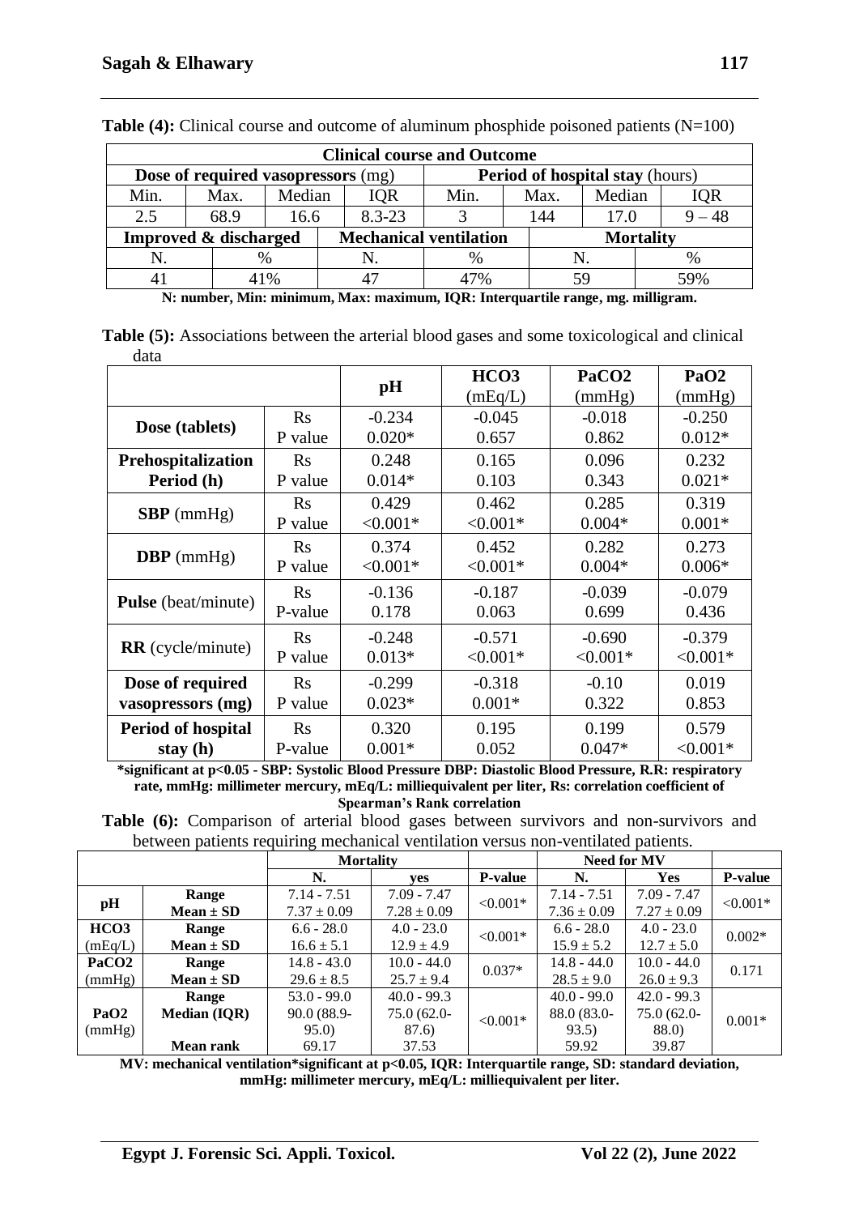**Table (4):** Clinical course and outcome of aluminum phosphide poisoned patients (N=100)

| Clinical course and Outcome | | | | | | | |
|---|---|---|---|---|---|---|---|
| **Dose of required vasopressors** (mg) | | | | **Period of hospital stay** (hours) | | | |
| Min. | Max. | Median | IQR | Min. | Max. | Median | IQR |
| 2.5 | 68.9 | 16.6 | 8.3-23 | 3 | 144 | 17.0 | 9 – 48 |
| **Improved & discharged** | | **Mechanical ventilation** | | | **Mortality** | | |
| N. | % | N. | % | | N. | % | |
| 41 | 41% | 47 | 47% | | 59 | 59% | |

**N: number, Min: minimum, Max: maximum, IQR: Interquartile range, mg. milligram.**

**Table (5):** Associations between the arterial blood gases and some toxicological and clinical data

| | | pH | HCO3 (mEq/L) | PaCO2 (mmHg) | PaO2 (mmHg) |
|---|---|---|---|---|---|
| **Dose (tablets)** | Rs | -0.234 | -0.045 | -0.018 | -0.250 |
| | P value | 0.020* | 0.657 | 0.862 | 0.012* |
| **Prehospitalization Period (h)** | Rs | 0.248 | 0.165 | 0.096 | 0.232 |
| | P value | 0.014* | 0.103 | 0.343 | 0.021* |
| **SBP** (mmHg) | Rs | 0.429 | 0.462 | 0.285 | 0.319 |
| | P value | <0.001* | <0.001* | 0.004* | 0.001* |
| **DBP** (mmHg) | Rs | 0.374 | 0.452 | 0.282 | 0.273 |
| | P value | <0.001* | <0.001* | 0.004* | 0.006* |
| **Pulse** (beat/minute) | Rs | -0.136 | -0.187 | -0.039 | -0.079 |
| | P-value | 0.178 | 0.063 | 0.699 | 0.436 |
| **RR** (cycle/minute) | Rs | -0.248 | -0.571 | -0.690 | -0.379 |
| | P value | 0.013* | <0.001* | <0.001* | <0.001* |
| **Dose of required vasopressors (mg)** | Rs | -0.299 | -0.318 | -0.10 | 0.019 |
| | P value | 0.023* | 0.001* | 0.322 | 0.853 |
| **Period of hospital stay (h)** | Rs | 0.320 | 0.195 | 0.199 | 0.579 |
| | P-value | 0.001* | 0.052 | 0.047* | <0.001* |

**\*significant at p<0.05 - SBP: Systolic Blood Pressure DBP: Diastolic Blood Pressure, R.R: respiratory rate, mmHg: millimeter mercury, mEq/L: milliequivalent per liter, Rs: correlation coefficient of Spearman's Rank correlation**

**Table (6):** Comparison of arterial blood gases between survivors and non-survivors and between patients requiring mechanical ventilation versus non-ventilated patients.

| | | **Mortality** | | | **Need for MV** | | |
|---|---|---|---|---|---|---|---|
| | | **N.** | **yes** | **P-value** | **N.** | **Yes** | **P-value** |
| **pH** | **Range** | 7.14 - 7.51 | 7.09 - 7.47 | <0.001* | 7.14 - 7.51 | 7.09 - 7.47 | <0.001* |
| | **Mean ± SD** | 7.37 ± 0.09 | 7.28 ± 0.09 | | 7.36 ± 0.09 | 7.27 ± 0.09 | |
| **HCO3** (mEq/L) | **Range** | 6.6 - 28.0 | 4.0 - 23.0 | <0.001* | 6.6 - 28.0 | 4.0 - 23.0 | 0.002* |
| | **Mean ± SD** | 16.6 ± 5.1 | 12.9 ± 4.9 | | 15.9 ± 5.2 | 12.7 ± 5.0 | |
| **PaCO2** (mmHg) | **Range** | 14.8 - 43.0 | 10.0 - 44.0 | 0.037* | 14.8 - 44.0 | 10.0 - 44.0 | 0.171 |
| | **Mean ± SD** | 29.6 ± 8.5 | 25.7 ± 9.4 | | 28.5 ± 9.0 | 26.0 ± 9.3 | |
| **PaO2** (mmHg) | **Range** | 53.0 - 99.0 | 40.0 - 99.3 | <0.001* | 40.0 - 99.0 | 42.0 - 99.3 | 0.001* |
| | **Median (IQR)** | 90.0 (88.9-95.0) | 75.0 (62.0-87.6) | | 88.0 (83.0-93.5) | 75.0 (62.0-88.0) | |
| | **Mean rank** | 69.17 | 37.53 | | 59.92 | 39.87 | |

**MV: mechanical ventilation\*significant at p<0.05, IQR: Interquartile range, SD: standard deviation, mmHg: millimeter mercury, mEq/L: milliequivalent per liter.**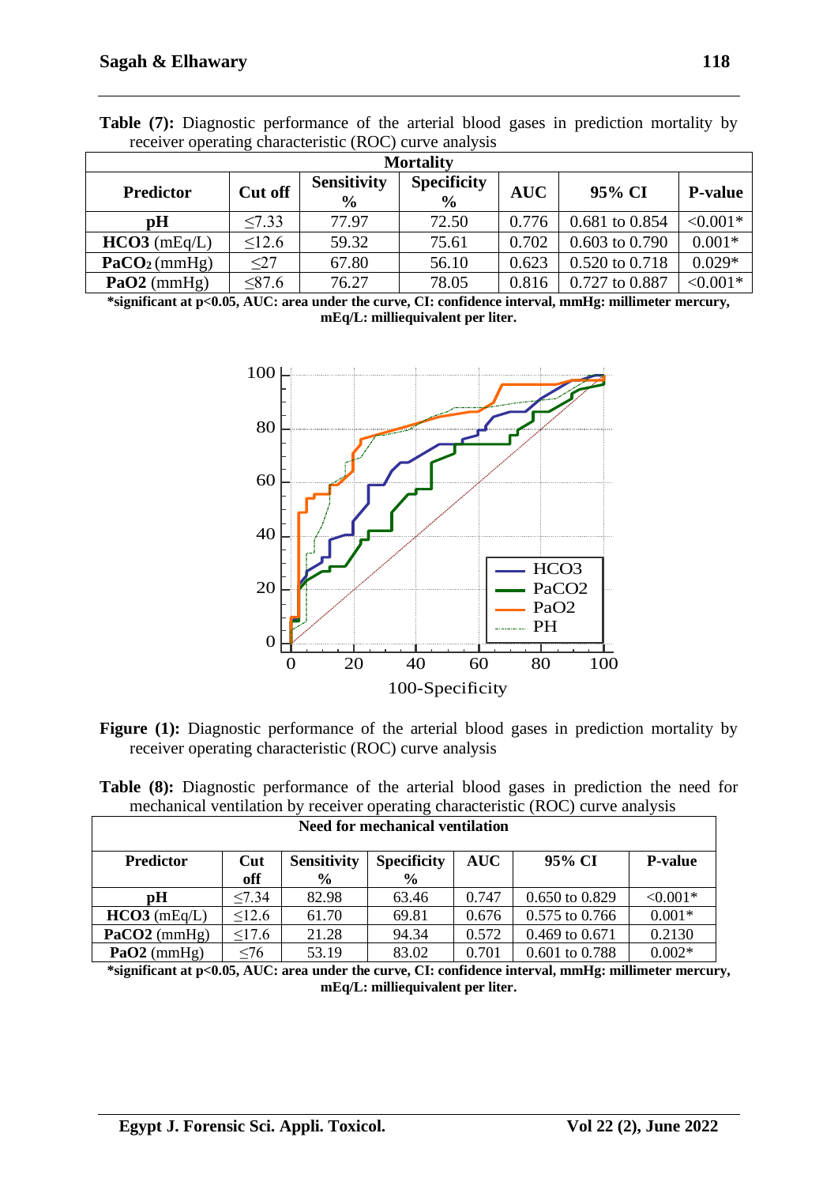**Table (7):** Diagnostic performance of the arterial blood gases in prediction mortality by receiver operating characteristic (ROC) curve analysis

| Mortality | | | | | | |
|---|---|---|---|---|---|---|
| **Predictor** | **Cut off** | **Sensitivity %** | **Specificity %** | **AUC** | **95% CI** | **P-value** |
| **pH** | ≤7.33 | 77.97 | 72.50 | 0.776 | 0.681 to 0.854 | <0.001* |
| **HCO3** (mEq/L) | ≤12.6 | 59.32 | 75.61 | 0.702 | 0.603 to 0.790 | 0.001* |
| **$PaCO_2$** (mmHg) | ≤27 | 67.80 | 56.10 | 0.623 | 0.520 to 0.718 | 0.029* |
| **PaO2** (mmHg) | ≤87.6 | 76.27 | 78.05 | 0.816 | 0.727 to 0.887 | <0.001* |

**\*significant at p<0.05, AUC: area under the curve, CI: confidence interval, mmHg: millimeter mercury, mEq/L: milliequivalent per liter.**

**Figure (1):** Diagnostic performance of the arterial blood gases in prediction mortality by receiver operating characteristic (ROC) curve analysis

**Table (8):** Diagnostic performance of the arterial blood gases in prediction the need for mechanical ventilation by receiver operating characteristic (ROC) curve analysis

| Need for mechanical ventilation | | | | | | |
|---|---|---|---|---|---|---|
| **Predictor** | **Cut off** | **Sensitivity %** | **Specificity %** | **AUC** | **95% CI** | **P-value** |
| **pH** | ≤7.34 | 82.98 | 63.46 | 0.747 | 0.650 to 0.829 | <0.001* |
| **HCO3** (mEq/L) | ≤12.6 | 61.70 | 69.81 | 0.676 | 0.575 to 0.766 | 0.001* |
| **PaCO2** (mmHg) | ≤17.6 | 21.28 | 94.34 | 0.572 | 0.469 to 0.671 | 0.2130 |
| **PaO2** (mmHg) | ≤76 | 53.19 | 83.02 | 0.701 | 0.601 to 0.788 | 0.002* |

**\*significant at p<0.05, AUC: area under the curve, CI: confidence interval, mmHg: millimeter mercury, mEq/L: milliequivalent per liter.**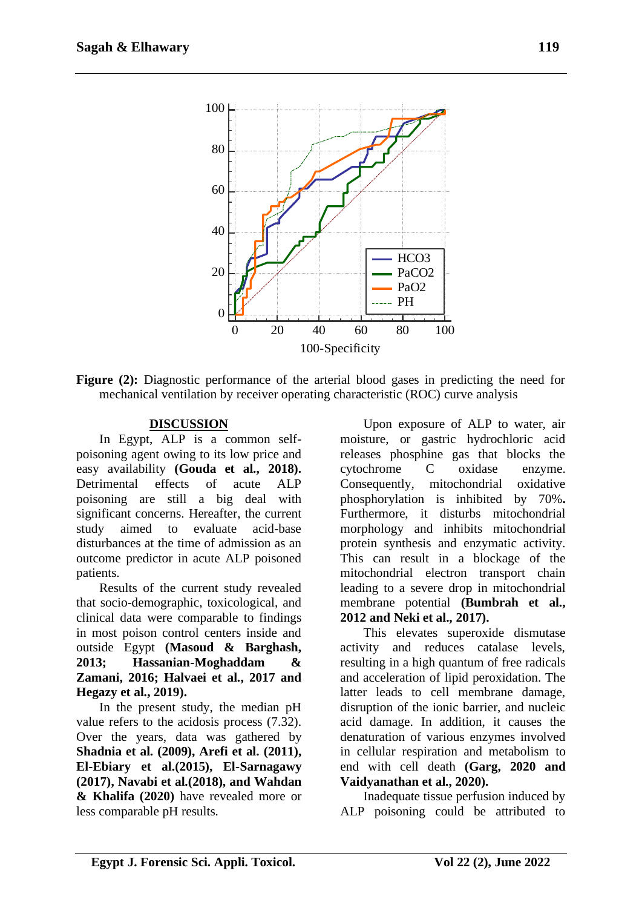Figure (2): Diagnostic performance of the arterial blood gases in predicting the need for mechanical ventilation by receiver operating characteristic (ROC) curve analysis

## DISCUSSION

In Egypt, ALP is a common self-poisoning agent owing to its low price and easy availability **(Gouda et al., 2018).** Detrimental effects of acute ALP poisoning are still a big deal with significant concerns. Hereafter, the current study aimed to evaluate acid-base disturbances at the time of admission as an outcome predictor in acute ALP poisoned patients.

Results of the current study revealed that socio-demographic, toxicological, and clinical data were comparable to findings in most poison control centers inside and outside Egypt **(Masoud & Barghash, 2013; Hassanian-Moghaddam & Zamani, 2016; Halvaei et al., 2017 and Hegazy et al., 2019).**

In the present study, the median pH value refers to the acidosis process (7.32). Over the years, data was gathered by **Shadnia et al. (2009), Arefi et al. (2011), El-Ebiary et al.(2015), El-Sarnagawy (2017), Navabi et al.(2018), and Wahdan & Khalifa (2020)** have revealed more or less comparable pH results.

Upon exposure of ALP to water, air moisture, or gastric hydrochloric acid releases phosphine gas that blocks the cytochrome C oxidase enzyme. Consequently, mitochondrial oxidative phosphorylation is inhibited by 70%**.** Furthermore, it disturbs mitochondrial morphology and inhibits mitochondrial protein synthesis and enzymatic activity. This can result in a blockage of the mitochondrial electron transport chain leading to a severe drop in mitochondrial membrane potential **(Bumbrah et al., 2012 and Neki et al., 2017).**

This elevates superoxide dismutase activity and reduces catalase levels, resulting in a high quantum of free radicals and acceleration of lipid peroxidation. The latter leads to cell membrane damage, disruption of the ionic barrier, and nucleic acid damage. In addition, it causes the denaturation of various enzymes involved in cellular respiration and metabolism to end with cell death **(Garg, 2020 and Vaidyanathan et al., 2020).**

Inadequate tissue perfusion induced by ALP poisoning could be attributed to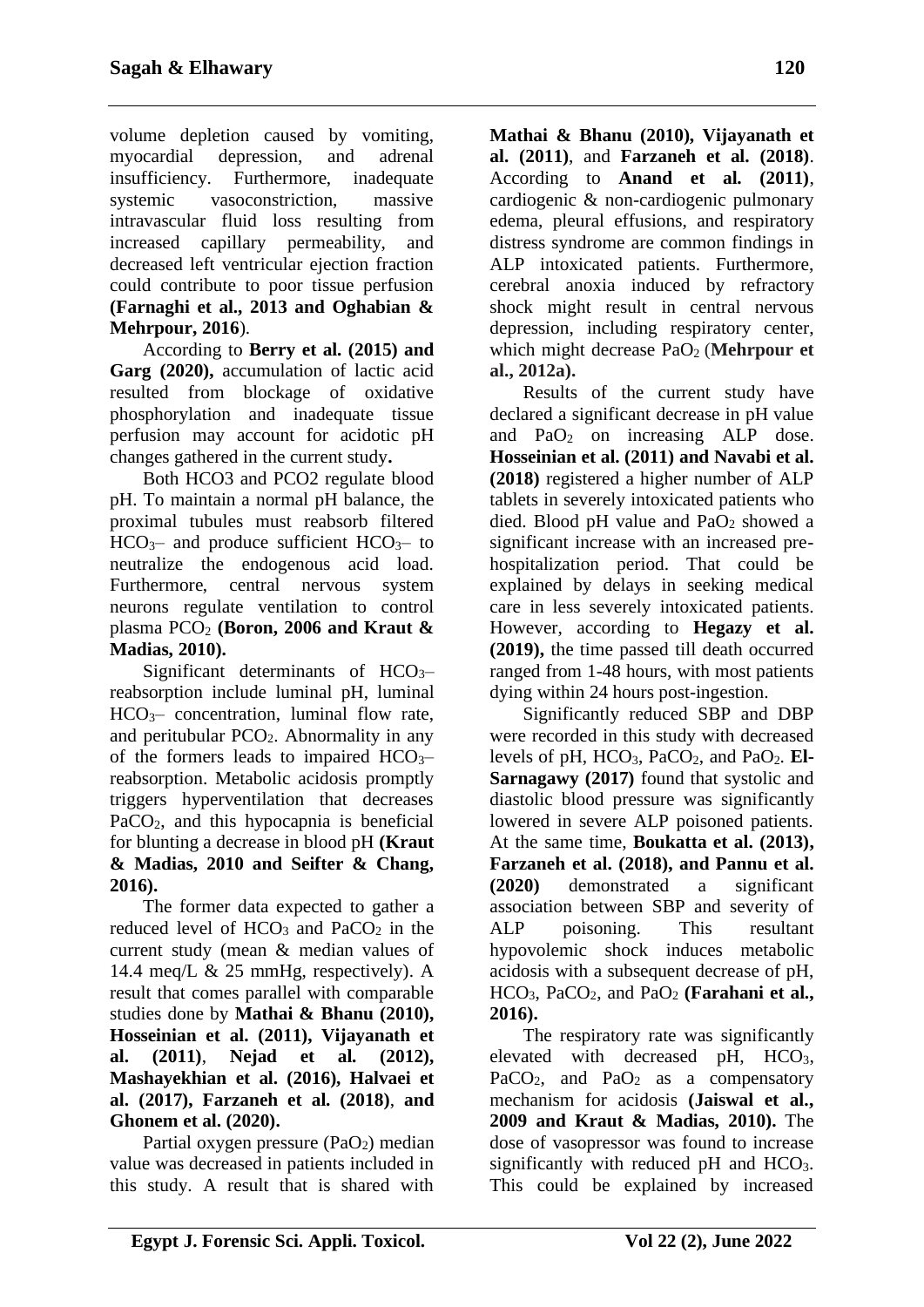volume depletion caused by vomiting, myocardial depression, and adrenal insufficiency. Furthermore, inadequate systemic vasoconstriction, massive intravascular fluid loss resulting from increased capillary permeability, and decreased left ventricular ejection fraction could contribute to poor tissue perfusion **(Farnaghi et al., 2013 and Oghabian & Mehrpour, 2016**).

According to **Berry et al. (2015) and Garg (2020),** accumulation of lactic acid resulted from blockage of oxidative phosphorylation and inadequate tissue perfusion may account for acidotic pH changes gathered in the current study**.**

Both HCO3 and PCO2 regulate blood pH. To maintain a normal pH balance, the proximal tubules must reabsorb filtered $HCO_3^-$ and produce sufficient $HCO_3^-$ to neutralize the endogenous acid load. Furthermore, central nervous system neurons regulate ventilation to control plasma $PCO_2$ **(Boron, 2006 and Kraut & Madias, 2010).**

Significant determinants of $HCO_3^-$ reabsorption include luminal pH, luminal $HCO_3^-$ concentration, luminal flow rate, and peritubular $PCO_2$. Abnormality in any of the formers leads to impaired $HCO_3^-$ reabsorption. Metabolic acidosis promptly triggers hyperventilation that decreases $PaCO_2$, and this hypocapnia is beneficial for blunting a decrease in blood pH **(Kraut & Madias, 2010 and Seifter & Chang, 2016).**

The former data expected to gather a reduced level of $HCO_3$ and $PaCO_2$ in the current study (mean & median values of 14.4 meq/L & 25 mmHg, respectively). A result that comes parallel with comparable studies done by **Mathai & Bhanu (2010), Hosseinian et al. (2011), Vijayanath et al. (2011)**, **Nejad et al. (2012), Mashayekhian et al. (2016), Halvaei et al. (2017), Farzaneh et al. (2018)**, **and Ghonem et al. (2020).**

Partial oxygen pressure ($PaO_2$) median value was decreased in patients included in this study. A result that is shared with **Mathai & Bhanu (2010), Vijayanath et al. (2011)**, and **Farzaneh et al. (2018)**. According to **Anand et al. (2011)**, cardiogenic & non-cardiogenic pulmonary edema, pleural effusions, and respiratory distress syndrome are common findings in ALP intoxicated patients. Furthermore, cerebral anoxia induced by refractory shock might result in central nervous depression, including respiratory center, which might decrease $PaO_2$ (**Mehrpour et al., 2012a).**

Results of the current study have declared a significant decrease in pH value and $PaO_2$ on increasing ALP dose. **Hosseinian et al. (2011) and Navabi et al. (2018)** registered a higher number of ALP tablets in severely intoxicated patients who died. Blood pH value and $PaO_2$ showed a significant increase with an increased pre-hospitalization period. That could be explained by delays in seeking medical care in less severely intoxicated patients. However, according to **Hegazy et al. (2019),** the time passed till death occurred ranged from 1-48 hours, with most patients dying within 24 hours post-ingestion.

Significantly reduced SBP and DBP were recorded in this study with decreased levels of pH, $HCO_3$, $PaCO_2$, and $PaO_2$. **El-Sarnagawy (2017)** found that systolic and diastolic blood pressure was significantly lowered in severe ALP poisoned patients. At the same time, **Boukatta et al. (2013), Farzaneh et al. (2018), and Pannu et al. (2020)** demonstrated a significant association between SBP and severity of ALP poisoning. This resultant hypovolemic shock induces metabolic acidosis with a subsequent decrease of pH, $HCO_3$, $PaCO_2$, and $PaO_2$ **(Farahani et al., 2016).**

The respiratory rate was significantly elevated with decreased pH, $HCO_3$, $PaCO_2$, and $PaO_2$ as a compensatory mechanism for acidosis **(Jaiswal et al., 2009 and Kraut & Madias, 2010).** The dose of vasopressor was found to increase significantly with reduced pH and $HCO_3$. This could be explained by increased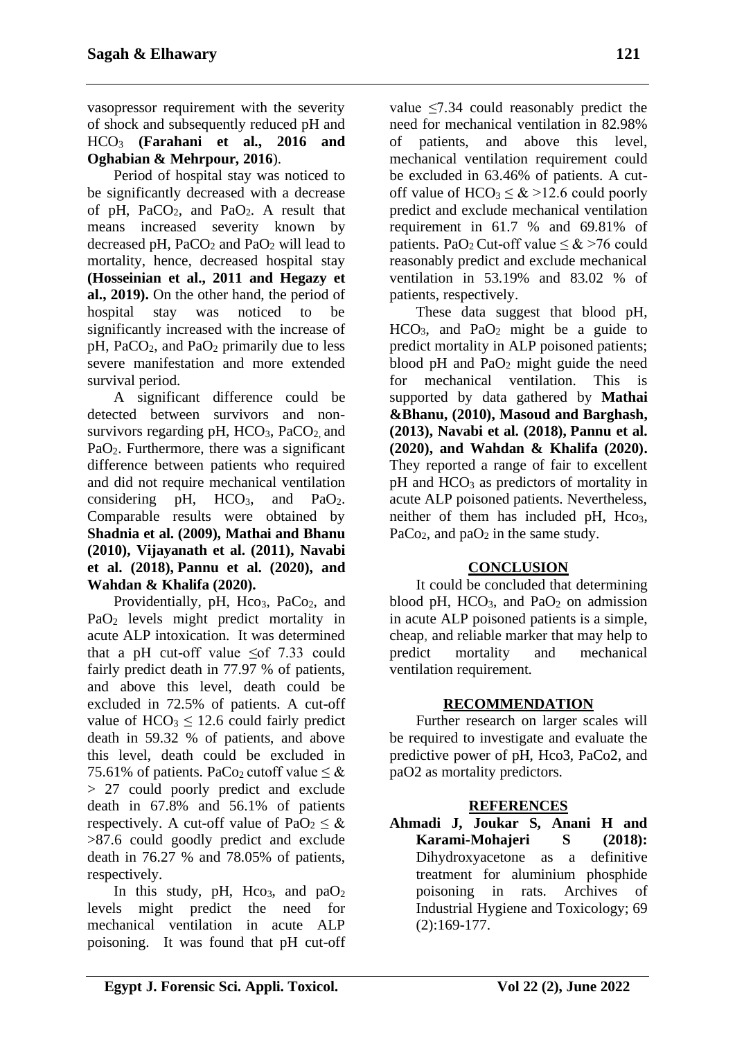vasopressor requirement with the severity of shock and subsequently reduced pH and $HCO_3$ **(Farahani et al., 2016 and Oghabian & Mehrpour, 2016**).

Period of hospital stay was noticed to be significantly decreased with a decrease of pH, $PaCO_2$, and $PaO_2$. A result that means increased severity known by decreased pH, $PaCO_2$ and $PaO_2$ will lead to mortality, hence, decreased hospital stay **(Hosseinian et al., 2011 and Hegazy et al., 2019).** On the other hand, the period of hospital stay was noticed to be significantly increased with the increase of pH, $PaCO_2$, and $PaO_2$ primarily due to less severe manifestation and more extended survival period.

A significant difference could be detected between survivors and non-survivors regarding pH, $HCO_3$, $PaCO_2$, and $PaO_2$. Furthermore, there was a significant difference between patients who required and did not require mechanical ventilation considering pH, $HCO_3$, and $PaO_2$. Comparable results were obtained by **Shadnia et al. (2009), Mathai and Bhanu (2010), Vijayanath et al. (2011), Navabi et al. (2018), Pannu et al. (2020), and Wahdan & Khalifa (2020).**

Providentially, pH, $Hco_3$, $PaCo_2$, and $PaO_2$ levels might predict mortality in acute ALP intoxication. It was determined that a pH cut-off value ≤of 7.33 could fairly predict death in 77.97 % of patients, and above this level, death could be excluded in 72.5% of patients. A cut-off value of $HCO_3 \leq 12.6$ could fairly predict death in 59.32 % of patients, and above this level, death could be excluded in 75.61% of patients. $PaCo_2$ cutoff value ≤ & > 27 could poorly predict and exclude death in 67.8% and 56.1% of patients respectively. A cut-off value of $PaO_2$ ≤ & >87.6 could goodly predict and exclude death in 76.27 % and 78.05% of patients, respectively.

In this study, pH, $Hco_3$, and $paO_2$ levels might predict the need for mechanical ventilation in acute ALP poisoning. It was found that pH cut-off value ≤7.34 could reasonably predict the need for mechanical ventilation in 82.98% of patients, and above this level, mechanical ventilation requirement could be excluded in 63.46% of patients. A cut-off value of $HCO_3$ ≤ & >12.6 could poorly predict and exclude mechanical ventilation requirement in 61.7 % and 69.81% of patients. $PaO_2$ Cut-off value ≤ & >76 could reasonably predict and exclude mechanical ventilation in 53.19% and 83.02 % of patients, respectively.

These data suggest that blood pH, $HCO_3$, and $PaO_2$ might be a guide to predict mortality in ALP poisoned patients; blood pH and $PaO_2$ might guide the need for mechanical ventilation. This is supported by data gathered by **Mathai &Bhanu, (2010), Masoud and Barghash, (2013), Navabi et al. (2018), Pannu et al. (2020), and Wahdan & Khalifa (2020).** They reported a range of fair to excellent pH and $HCO_3$ as predictors of mortality in acute ALP poisoned patients. Nevertheless, neither of them has included pH, $Hco_3$, $PaCo_2$, and $paO_2$ in the same study.

## CONCLUSION

It could be concluded that determining blood pH, $HCO_3$, and $PaO_2$ on admission in acute ALP poisoned patients is a simple, cheap, and reliable marker that may help to predict mortality and mechanical ventilation requirement.

## RECOMMENDATION

Further research on larger scales will be required to investigate and evaluate the predictive power of pH, Hco3, PaCo2, and paO2 as mortality predictors.

## REFERENCES

**Ahmadi J, Joukar S, Anani H and Karami-Mohajeri S (2018):** Dihydroxyacetone as a definitive treatment for aluminium phosphide poisoning in rats. Archives of Industrial Hygiene and Toxicology; 69 (2):169-177.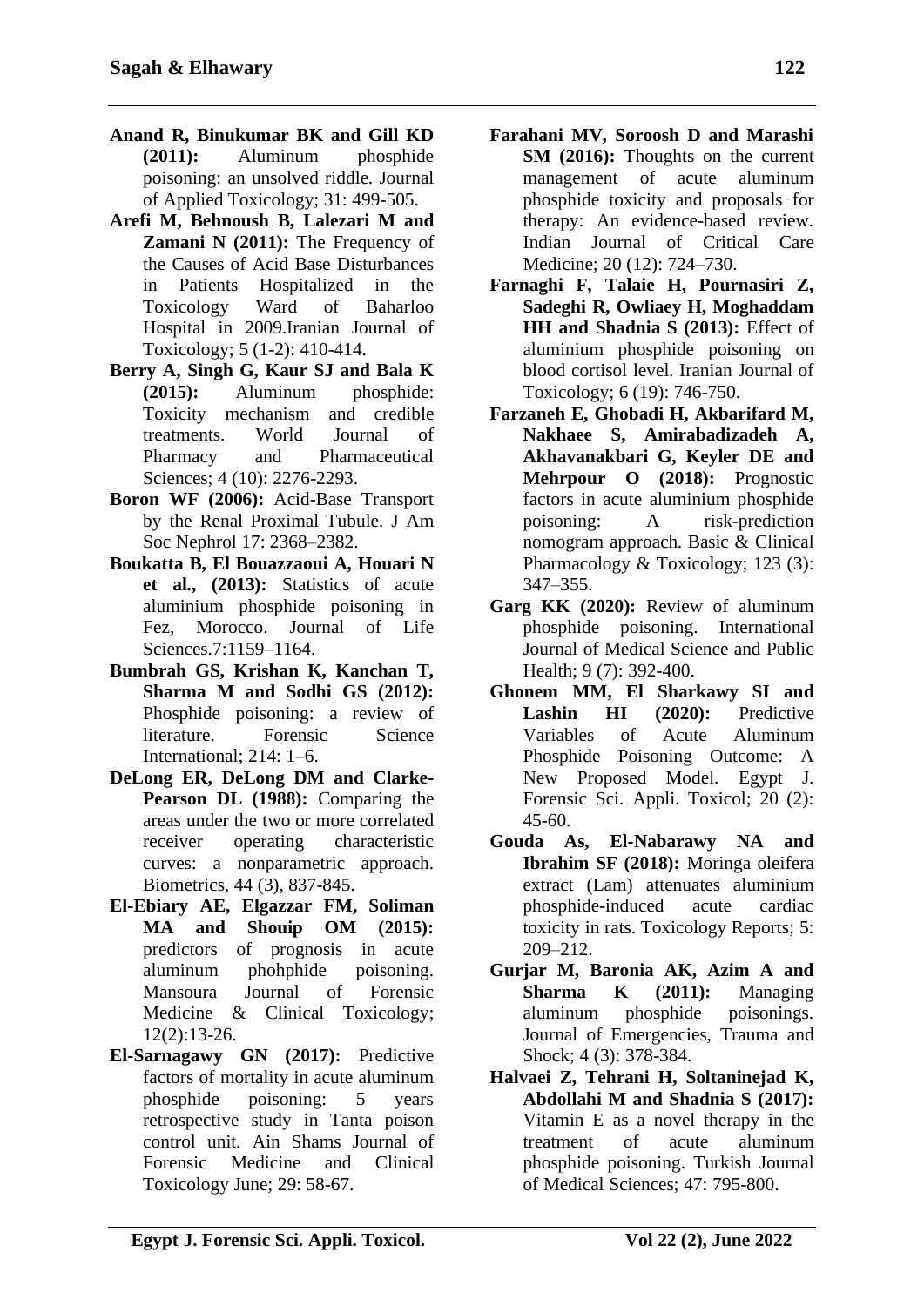**Anand R, Binukumar BK and Gill KD (2011):** Aluminum phosphide poisoning: an unsolved riddle. Journal of Applied Toxicology; 31: 499-505.

**Arefi M, Behnoush B, Lalezari M and Zamani N (2011):** The Frequency of the Causes of Acid Base Disturbances in Patients Hospitalized in the Toxicology Ward of Baharloo Hospital in 2009.Iranian Journal of Toxicology; 5 (1-2): 410-414.

**Berry A, Singh G, Kaur SJ and Bala K (2015):** Aluminum phosphide: Toxicity mechanism and credible treatments. World Journal of Pharmacy and Pharmaceutical Sciences; 4 (10): 2276-2293.

**Boron WF (2006):** Acid-Base Transport by the Renal Proximal Tubule. J Am Soc Nephrol 17: 2368–2382.

**Boukatta B, El Bouazzaoui A, Houari N et al., (2013):** Statistics of acute aluminium phosphide poisoning in Fez, Morocco. Journal of Life Sciences.7:1159–1164.

**Bumbrah GS, Krishan K, Kanchan T, Sharma M and Sodhi GS (2012):** Phosphide poisoning: a review of literature. Forensic Science International; 214: 1–6.

**DeLong ER, DeLong DM and Clarke-Pearson DL (1988):** Comparing the areas under the two or more correlated receiver operating characteristic curves: a nonparametric approach. Biometrics, 44 (3), 837-845.

**El-Ebiary AE, Elgazzar FM, Soliman MA and Shouip OM (2015):** predictors of prognosis in acute aluminum phohphide poisoning. Mansoura Journal of Forensic Medicine & Clinical Toxicology; 12(2):13-26.

**El-Sarnagawy GN (2017):** Predictive factors of mortality in acute aluminum phosphide poisoning: 5 years retrospective study in Tanta poison control unit. Ain Shams Journal of Forensic Medicine and Clinical Toxicology June; 29: 58-67.

**Farahani MV, Soroosh D and Marashi SM (2016):** Thoughts on the current management of acute aluminum phosphide toxicity and proposals for therapy: An evidence-based review. Indian Journal of Critical Care Medicine; 20 (12): 724–730.

**Farnaghi F, Talaie H, Pournasiri Z, Sadeghi R, Owliaey H, Moghaddam HH and Shadnia S (2013):** Effect of aluminium phosphide poisoning on blood cortisol level. Iranian Journal of Toxicology; 6 (19): 746-750.

**Farzaneh E, Ghobadi H, Akbarifard M, Nakhaee S, Amirabadizadeh A, Akhavanakbari G, Keyler DE and Mehrpour O (2018):** Prognostic factors in acute aluminium phosphide poisoning: A risk-prediction nomogram approach. Basic & Clinical Pharmacology & Toxicology; 123 (3): 347–355.

**Garg KK (2020):** Review of aluminum phosphide poisoning. International Journal of Medical Science and Public Health; 9 (7): 392-400.

**Ghonem MM, El Sharkawy SI and Lashin HI (2020):** Predictive Variables of Acute Aluminum Phosphide Poisoning Outcome: A New Proposed Model. Egypt J. Forensic Sci. Appli. Toxicol; 20 (2): 45-60.

**Gouda As, El-Nabarawy NA and Ibrahim SF (2018):** Moringa oleifera extract (Lam) attenuates aluminium phosphide-induced acute cardiac toxicity in rats. Toxicology Reports; 5: 209–212.

**Gurjar M, Baronia AK, Azim A and Sharma K (2011):** Managing aluminum phosphide poisonings. Journal of Emergencies, Trauma and Shock; 4 (3): 378-384.

**Halvaei Z, Tehrani H, Soltaninejad K, Abdollahi M and Shadnia S (2017):** Vitamin E as a novel therapy in the treatment of acute aluminum phosphide poisoning. Turkish Journal of Medical Sciences; 47: 795-800.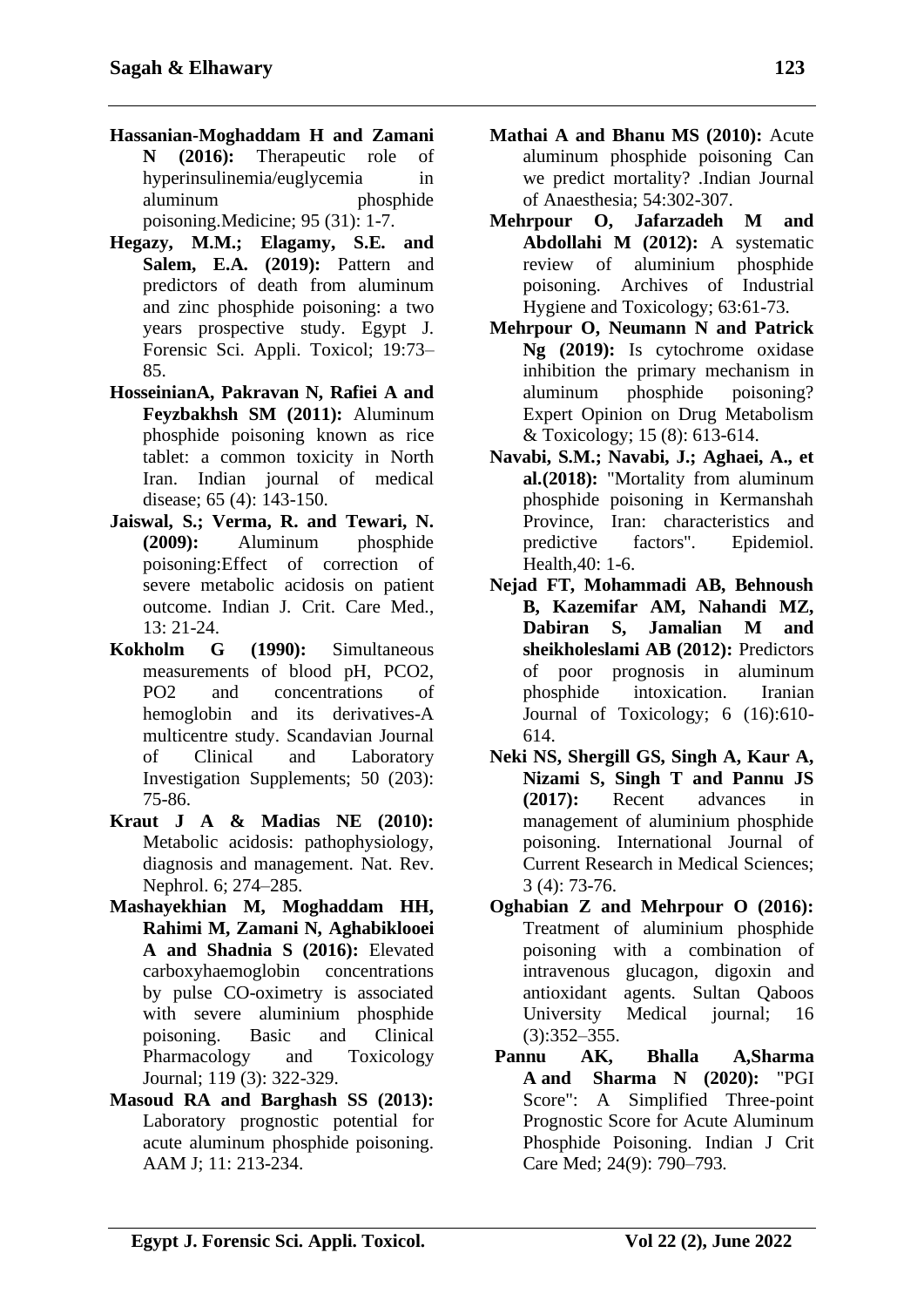**Hassanian-Moghaddam H and Zamani N (2016):** Therapeutic role of hyperinsulinemia/euglycemia in aluminum phosphide poisoning.Medicine; 95 (31): 1-7.

**Hegazy, M.M.; Elagamy, S.E. and Salem, E.A. (2019):** Pattern and predictors of death from aluminum and zinc phosphide poisoning: a two years prospective study. Egypt J. Forensic Sci. Appli. Toxicol; 19:73–85.

**HosseinianA, Pakravan N, Rafiei A and Feyzbakhsh SM (2011):** Aluminum phosphide poisoning known as rice tablet: a common toxicity in North Iran. Indian journal of medical disease; 65 (4): 143-150.

**Jaiswal, S.; Verma, R. and Tewari, N. (2009):** Aluminum phosphide poisoning:Effect of correction of severe metabolic acidosis on patient outcome. Indian J. Crit. Care Med., 13: 21-24.

**Kokholm G (1990):** Simultaneous measurements of blood pH, PCO2, PO2 and concentrations of hemoglobin and its derivatives-A multicentre study. Scandavian Journal of Clinical and Laboratory Investigation Supplements; 50 (203): 75-86.

**Kraut J A & Madias NE (2010):** Metabolic acidosis: pathophysiology, diagnosis and management. Nat. Rev. Nephrol. 6; 274–285.

**Mashayekhian M, Moghaddam HH, Rahimi M, Zamani N, Aghabiklooei A and Shadnia S (2016):** Elevated carboxyhaemoglobin concentrations by pulse CO-oximetry is associated with severe aluminium phosphide poisoning. Basic and Clinical Pharmacology and Toxicology Journal; 119 (3): 322-329.

**Masoud RA and Barghash SS (2013):** Laboratory prognostic potential for acute aluminum phosphide poisoning. AAM J; 11: 213-234.

**Mathai A and Bhanu MS (2010):** Acute aluminum phosphide poisoning Can we predict mortality? .Indian Journal of Anaesthesia; 54:302-307.

**Mehrpour O, Jafarzadeh M and Abdollahi M (2012):** A systematic review of aluminium phosphide poisoning. Archives of Industrial Hygiene and Toxicology; 63:61-73.

**Mehrpour O, Neumann N and Patrick Ng (2019):** Is cytochrome oxidase inhibition the primary mechanism in aluminum phosphide poisoning? Expert Opinion on Drug Metabolism & Toxicology; 15 (8): 613-614.

**Navabi, S.M.; Navabi, J.; Aghaei, A., et al.(2018):** "Mortality from aluminum phosphide poisoning in Kermanshah Province, Iran: characteristics and predictive factors". Epidemiol. Health,40: 1-6.

**Nejad FT, Mohammadi AB, Behnoush B, Kazemifar AM, Nahandi MZ, Dabiran S, Jamalian M and sheikholeslami AB (2012):** Predictors of poor prognosis in aluminum phosphide intoxication. Iranian Journal of Toxicology; 6 (16):610-614.

**Neki NS, Shergill GS, Singh A, Kaur A, Nizami S, Singh T and Pannu JS (2017):** Recent advances in management of aluminium phosphide poisoning. International Journal of Current Research in Medical Sciences; 3 (4): 73-76.

**Oghabian Z and Mehrpour O (2016):** Treatment of aluminium phosphide poisoning with a combination of intravenous glucagon, digoxin and antioxidant agents. Sultan Qaboos University Medical journal; 16 (3):352–355.

**Pannu AK, Bhalla A,Sharma A and Sharma N (2020):** "PGI Score": A Simplified Three-point Prognostic Score for Acute Aluminum Phosphide Poisoning. Indian J Crit Care Med; 24(9): 790–793.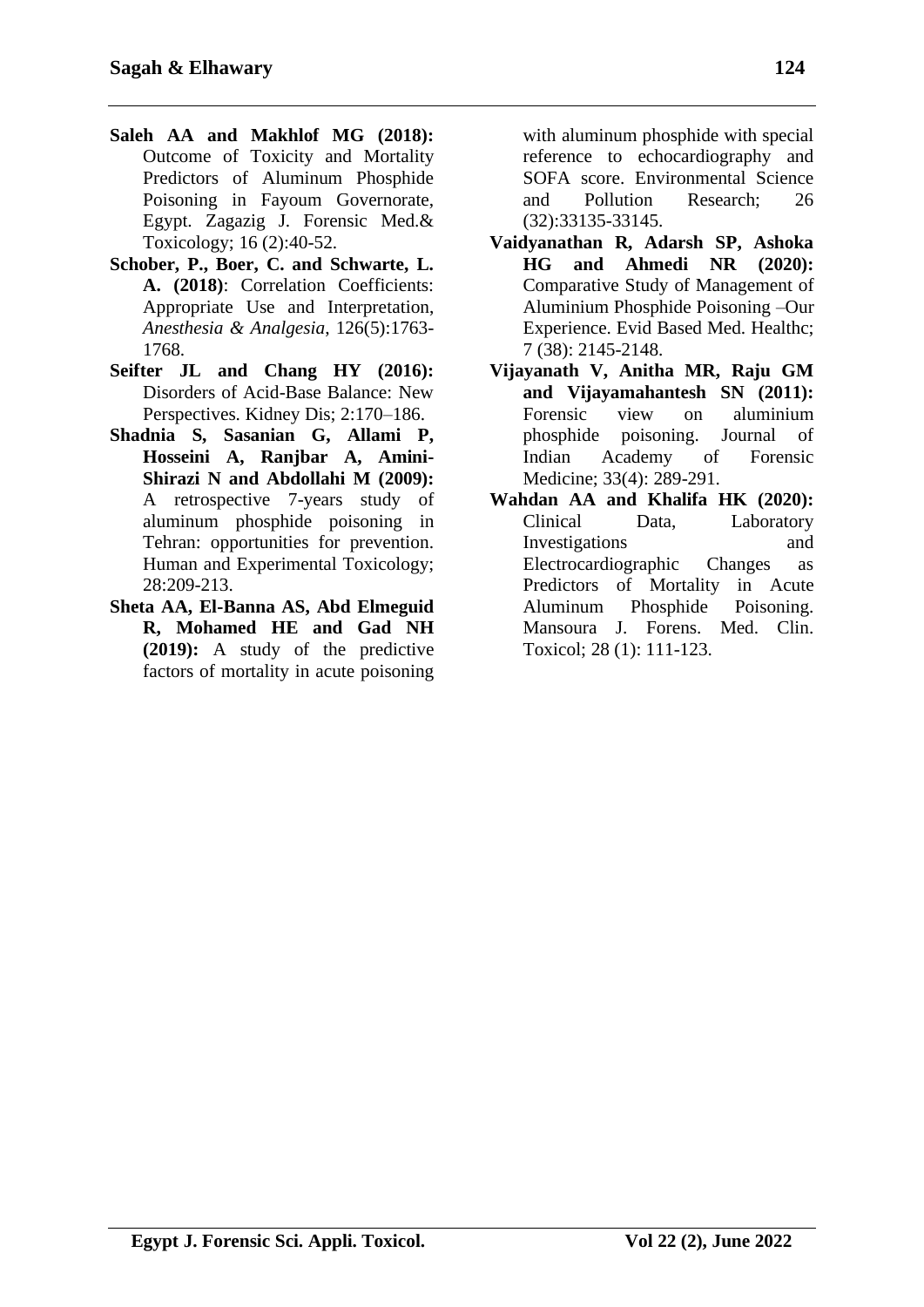**Saleh AA and Makhlof MG (2018):** Outcome of Toxicity and Mortality Predictors of Aluminum Phosphide Poisoning in Fayoum Governorate, Egypt. Zagazig J. Forensic Med.& Toxicology; 16 (2):40-52.

**Schober, P., Boer, C. and Schwarte, L. A. (2018)**: Correlation Coefficients: Appropriate Use and Interpretation, *Anesthesia & Analgesia*, 126(5):1763-1768.

**Seifter JL and Chang HY (2016):** Disorders of Acid-Base Balance: New Perspectives. Kidney Dis; 2:170–186.

**Shadnia S, Sasanian G, Allami P, Hosseini A, Ranjbar A, Amini-Shirazi N and Abdollahi M (2009):** A retrospective 7-years study of aluminum phosphide poisoning in Tehran: opportunities for prevention. Human and Experimental Toxicology; 28:209-213.

**Sheta AA, El-Banna AS, Abd Elmeguid R, Mohamed HE and Gad NH (2019):** A study of the predictive factors of mortality in acute poisoning with aluminum phosphide with special reference to echocardiography and SOFA score. Environmental Science and Pollution Research; 26 (32):33135-33145.

**Vaidyanathan R, Adarsh SP, Ashoka HG and Ahmedi NR (2020):** Comparative Study of Management of Aluminium Phosphide Poisoning –Our Experience. Evid Based Med. Healthc; 7 (38): 2145-2148.

**Vijayanath V, Anitha MR, Raju GM and Vijayamahantesh SN (2011):** Forensic view on aluminium phosphide poisoning. Journal of Indian Academy of Forensic Medicine; 33(4): 289-291.

**Wahdan AA and Khalifa HK (2020):** Clinical Data, Laboratory Investigations and Electrocardiographic Changes as Predictors of Mortality in Acute Aluminum Phosphide Poisoning. Mansoura J. Forens. Med. Clin. Toxicol; 28 (1): 111-123.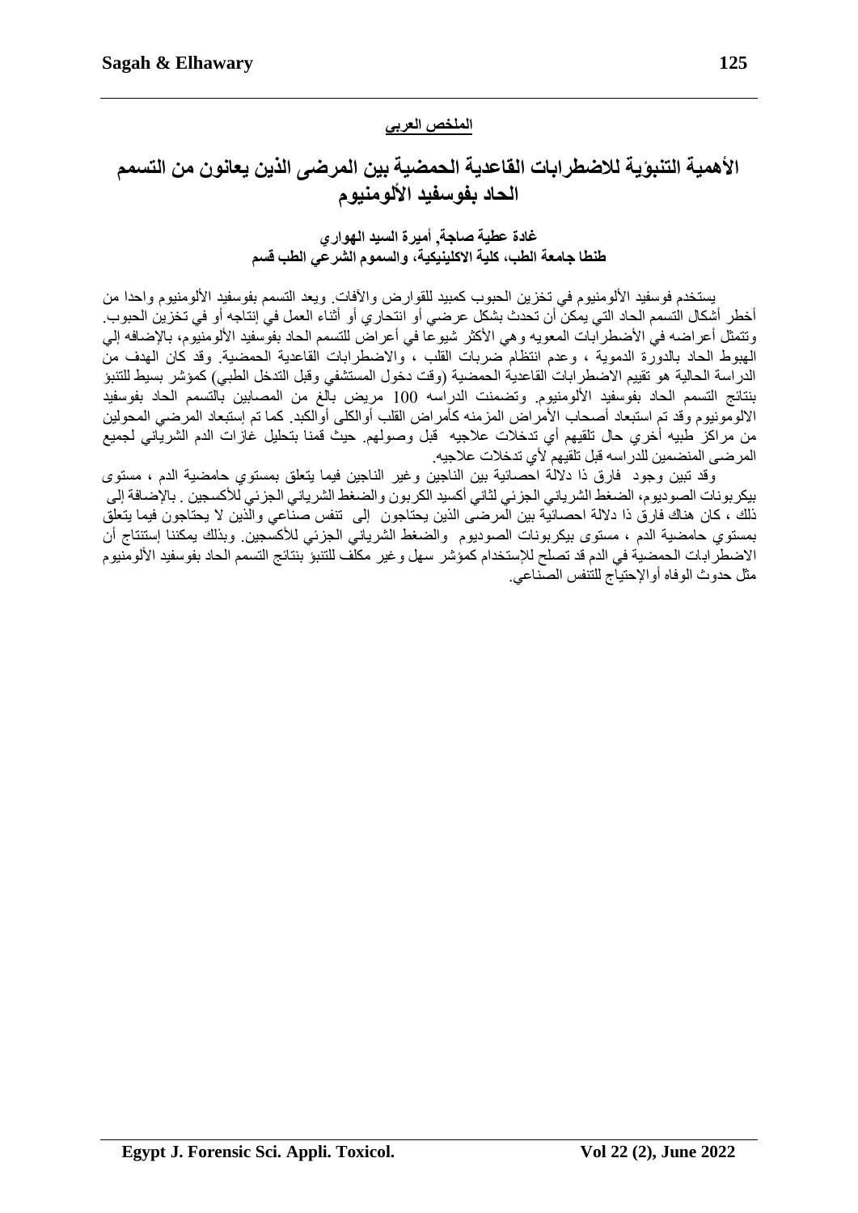## الملخص العربي

# الأهمية التنبؤية للاضطرابات القاعدية الحمضية بين المرضى الذين يعانون من التسمم الحاد بفوسفيد الألومنيوم

**غادة عطية صاجة, أميرة السيد الهواري**

**طنطا جامعة الطب، كلية الاكلينيكية، والسموم الشرعي الطب قسم**

يستخدم فوسفيد الألومنيوم في تخزين الحبوب كمبيد للقوارض والآفات. ويعد التسمم بفوسفيد الألومنيوم واحدا من أخطر أشكال التسمم الحاد التي يمكن أن تحدث بشكل عرضي أو انتحاري أو أثناء العمل في إنتاجه أو في تخزين الحبوب. وتتمثل أعراضه في الأضطرابات المعويه وهي الأكثر شيوعا في أعراض للتسمم الحاد بفوسفيد الألومنيوم، بالإضافه إلي الهبوط الحاد بالدورة الدموية ، وعدم انتظام ضربات القلب ، والاضطرابات القاعدية الحمضية. وقد كان الهدف من الدراسة الحالية هو تقييم الاضطرابات القاعدية الحمضية (وقت دخول المستشفي وقبل التدخل الطبي) كمؤشر بسيط للتنبؤ بنتائج التسمم الحاد بفوسفيد الألومنيوم. وتضمنت الدراسه 100 مريض بالغ من المصابين بالتسمم الحاد بفوسفيد الالومونيوم وقد تم استبعاد أصحاب الأمراض المزمنه كأمراض القلب أوالكلى أوالكبد. كما تم إستبعاد المرضي المحولين من مراكز طبيه أخري حال تلقيهم أي تدخلات علاجيه قبل وصولهم. حيث قمنا بتحليل غازات الدم الشرياني لجميع المرضى المنضمين للدراسه قبل تلقيهم لأي تدخلات علاجيه.

وقد تبين وجود فارق ذا دلالة احصائية بين الناجين وغير الناجين فيما يتعلق بمستوي حامضية الدم ، مستوى بيكربونات الصوديوم، الضغط الشرياني الجزئي لثاني أكسيد الكربون والضغط الشرياني الجزئي للأكسجين . بالإضافة إلى ذلك ، كان هناك فارق ذا دلالة احصائية بين المرضى الذين يحتاجون إلى تنفس صناعي والذين لا يحتاجون فيما يتعلق بمستوي حامضية الدم ، مستوى بيكربونات الصوديوم والضغط الشرياني الجزئي للأكسجين. وبذلك يمكننا إستنتاج أن الاضطرابات الحمضية في الدم قد تصلح للإستخدام كمؤشر سهل وغير مكلف للتنبؤ بنتائج التسمم الحاد بفوسفيد الألومنيوم مثل حدوث الوفاه أوالإحتياج للتنفس الصناعي.